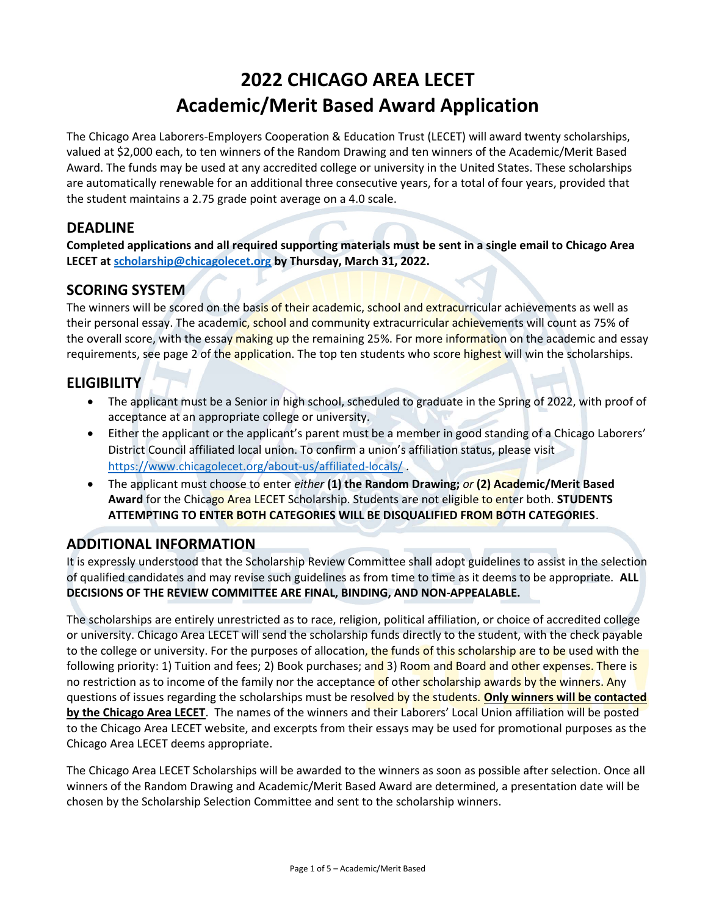# 2022 CHICAGO AREA LECET
# Academic/Merit Based Award Application

The Chicago Area Laborers-Employers Cooperation & Education Trust (LECET) will award twenty scholarships, valued at $2,000 each, to ten winners of the Random Drawing and ten winners of the Academic/Merit Based Award. The funds may be used at any accredited college or university in the United States. These scholarships are automatically renewable for an additional three consecutive years, for a total of four years, provided that the student maintains a 2.75 grade point average on a 4.0 scale.

## DEADLINE

**Completed applications and all required supporting materials must be sent in a single email to Chicago Area LECET at [scholarship@chicagolecet.org](mailto:scholarship@chicagolecet.org) by Thursday, March 31, 2022.**

## SCORING SYSTEM

The winners will be scored on the basis of their academic, school and extracurricular achievements as well as their personal essay. The academic, school and community extracurricular achievements will count as 75% of the overall score, with the essay making up the remaining 25%. For more information on the academic and essay requirements, see page 2 of the application. The top ten students who score highest will win the scholarships.

## ELIGIBILITY

- The applicant must be a Senior in high school, scheduled to graduate in the Spring of 2022, with proof of acceptance at an appropriate college or university.
- Either the applicant or the applicant's parent must be a member in good standing of a Chicago Laborers' District Council affiliated local union. To confirm a union's affiliation status, please visit https://www.chicagolecet.org/about-us/affiliated-locals/ .
- The applicant must choose to enter *either* **(1) the Random Drawing;** *or* **(2) Academic/Merit Based Award** for the Chicago Area LECET Scholarship. Students are not eligible to enter both. **STUDENTS ATTEMPTING TO ENTER BOTH CATEGORIES WILL BE DISQUALIFIED FROM BOTH CATEGORIES**.

## ADDITIONAL INFORMATION

It is expressly understood that the Scholarship Review Committee shall adopt guidelines to assist in the selection of qualified candidates and may revise such guidelines as from time to time as it deems to be appropriate. **ALL DECISIONS OF THE REVIEW COMMITTEE ARE FINAL, BINDING, AND NON-APPEALABLE.**

The scholarships are entirely unrestricted as to race, religion, political affiliation, or choice of accredited college or university. Chicago Area LECET will send the scholarship funds directly to the student, with the check payable to the college or university. For the purposes of allocation, the funds of this scholarship are to be used with the following priority: 1) Tuition and fees; 2) Book purchases; and 3) Room and Board and other expenses. There is no restriction as to income of the family nor the acceptance of other scholarship awards by the winners. Any questions of issues regarding the scholarships must be resolved by the students. **Only winners will be contacted by the Chicago Area LECET**. The names of the winners and their Laborers' Local Union affiliation will be posted to the Chicago Area LECET website, and excerpts from their essays may be used for promotional purposes as the Chicago Area LECET deems appropriate.

The Chicago Area LECET Scholarships will be awarded to the winners as soon as possible after selection. Once all winners of the Random Drawing and Academic/Merit Based Award are determined, a presentation date will be chosen by the Scholarship Selection Committee and sent to the scholarship winners.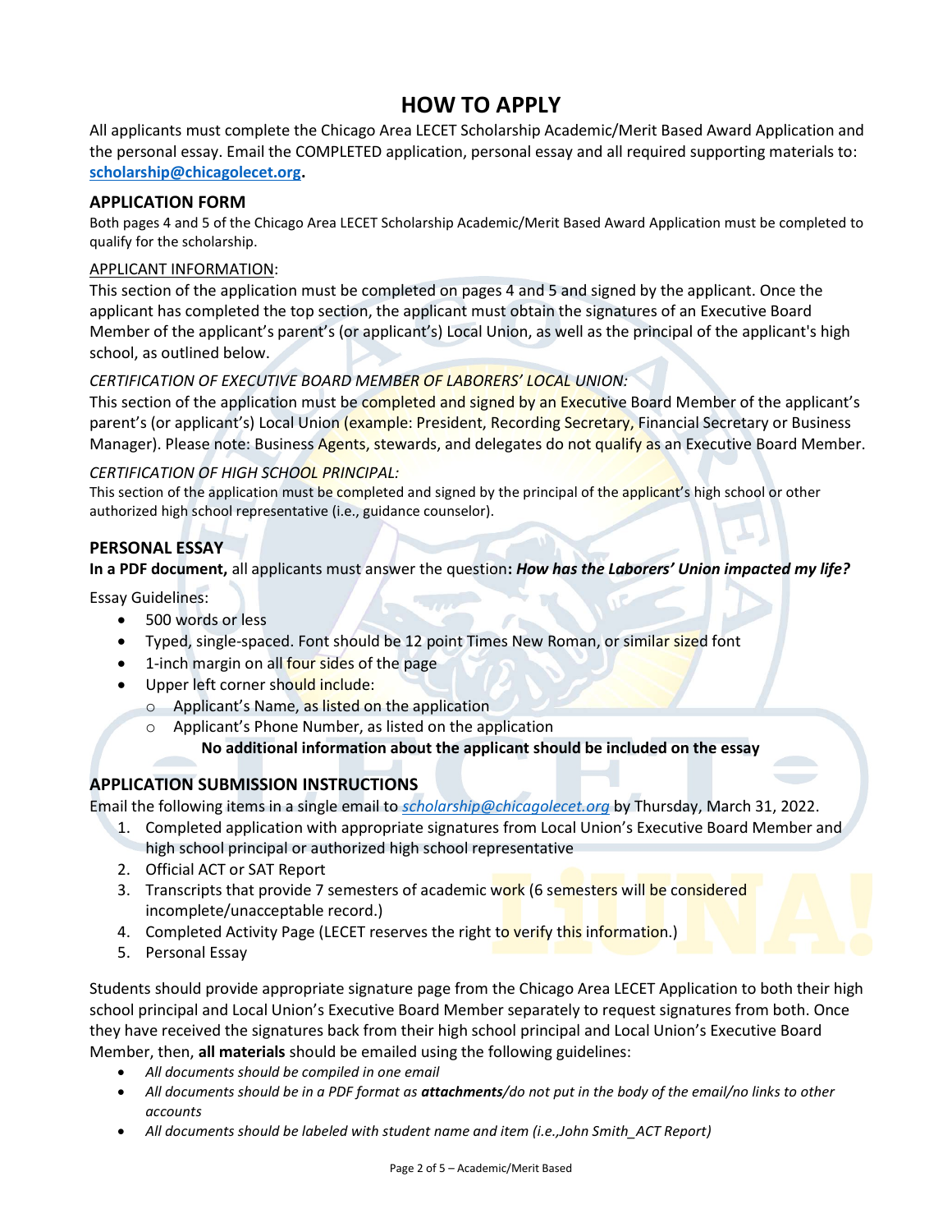# HOW TO APPLY

All applicants must complete the Chicago Area LECET Scholarship Academic/Merit Based Award Application and the personal essay. Email the COMPLETED application, personal essay and all required supporting materials to: **scholarship@chicagolecet.org.**

## APPLICATION FORM

Both pages 4 and 5 of the Chicago Area LECET Scholarship Academic/Merit Based Award Application must be completed to qualify for the scholarship.

APPLICANT INFORMATION:

This section of the application must be completed on pages 4 and 5 and signed by the applicant. Once the applicant has completed the top section, the applicant must obtain the signatures of an Executive Board Member of the applicant's parent's (or applicant's) Local Union, as well as the principal of the applicant's high school, as outlined below.

*CERTIFICATION OF EXECUTIVE BOARD MEMBER OF LABORERS' LOCAL UNION:*

This section of the application must be completed and signed by an Executive Board Member of the applicant's parent's (or applicant's) Local Union (example: President, Recording Secretary, Financial Secretary or Business Manager). Please note: Business Agents, stewards, and delegates do not qualify as an Executive Board Member.

*CERTIFICATION OF HIGH SCHOOL PRINCIPAL:*

This section of the application must be completed and signed by the principal of the applicant's high school or other authorized high school representative (i.e., guidance counselor).

## PERSONAL ESSAY

**In a PDF document,** all applicants must answer the question**: *How has the Laborers' Union impacted my life?***

Essay Guidelines:

- 500 words or less
- Typed, single-spaced. Font should be 12 point Times New Roman, or similar sized font
- 1-inch margin on all four sides of the page
- Upper left corner should include:
  - Applicant's Name, as listed on the application
  - Applicant's Phone Number, as listed on the application

**No additional information about the applicant should be included on the essay**

## APPLICATION SUBMISSION INSTRUCTIONS

Email the following items in a single email to *scholarship@chicagolecet.org* by Thursday, March 31, 2022.

1. Completed application with appropriate signatures from Local Union's Executive Board Member and high school principal or authorized high school representative
2. Official ACT or SAT Report
3. Transcripts that provide 7 semesters of academic work (6 semesters will be considered incomplete/unacceptable record.)
4. Completed Activity Page (LECET reserves the right to verify this information.)
5. Personal Essay

Students should provide appropriate signature page from the Chicago Area LECET Application to both their high school principal and Local Union's Executive Board Member separately to request signatures from both. Once they have received the signatures back from their high school principal and Local Union's Executive Board Member, then, **all materials** should be emailed using the following guidelines:

- *All documents should be compiled in one email*
- *All documents should be in a PDF format as **attachments**/do not put in the body of the email/no links to other accounts*
- *All documents should be labeled with student name and item (i.e.,John Smith_ACT Report)*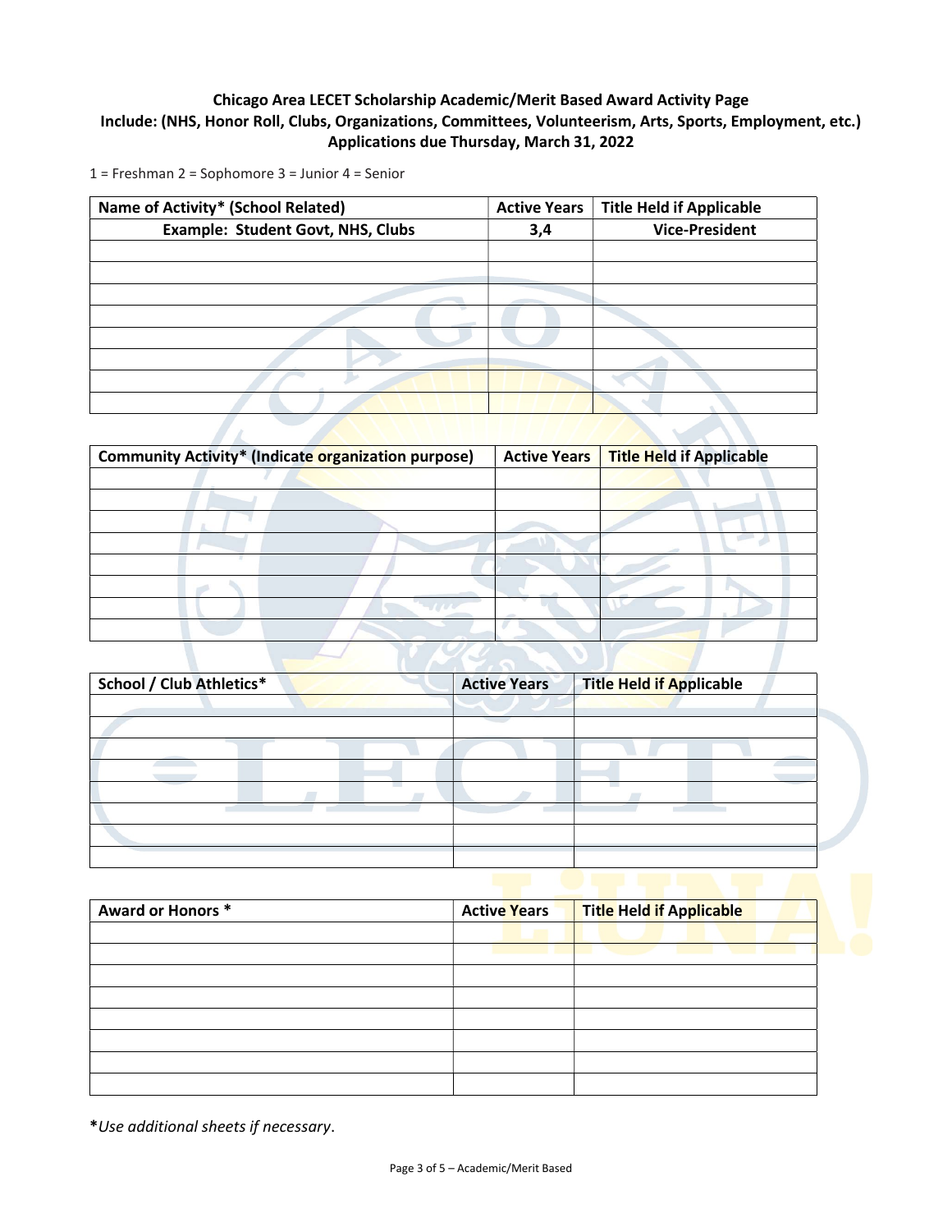**Chicago Area LECET Scholarship Academic/Merit Based Award Activity Page**
**Include: (NHS, Honor Roll, Clubs, Organizations, Committees, Volunteerism, Arts, Sports, Employment, etc.)**
**Applications due Thursday, March 31, 2022**

1 = Freshman 2 = Sophomore 3 = Junior 4 = Senior

| Name of Activity* (School Related) | Active Years | Title Held if Applicable |
|---|---|---|
| **Example: Student Govt, NHS, Clubs** | **3,4** | **Vice-President** |
| | | |
| | | |
| | | |
| | | |
| | | |
| | | |
| | | |
| | | |

| Community Activity* (Indicate organization purpose) | Active Years | Title Held if Applicable |
|---|---|---|
| | | |
| | | |
| | | |
| | | |
| | | |
| | | |
| | | |
| | | |

| School / Club Athletics* | Active Years | Title Held if Applicable |
|---|---|---|
| | | |
| | | |
| | | |
| | | |
| | | |
| | | |
| | | |
| | | |

| Award or Honors * | Active Years | Title Held if Applicable |
|---|---|---|
| | | |
| | | |
| | | |
| | | |
| | | |
| | | |
| | | |
| | | |

**\***_Use additional sheets if necessary_.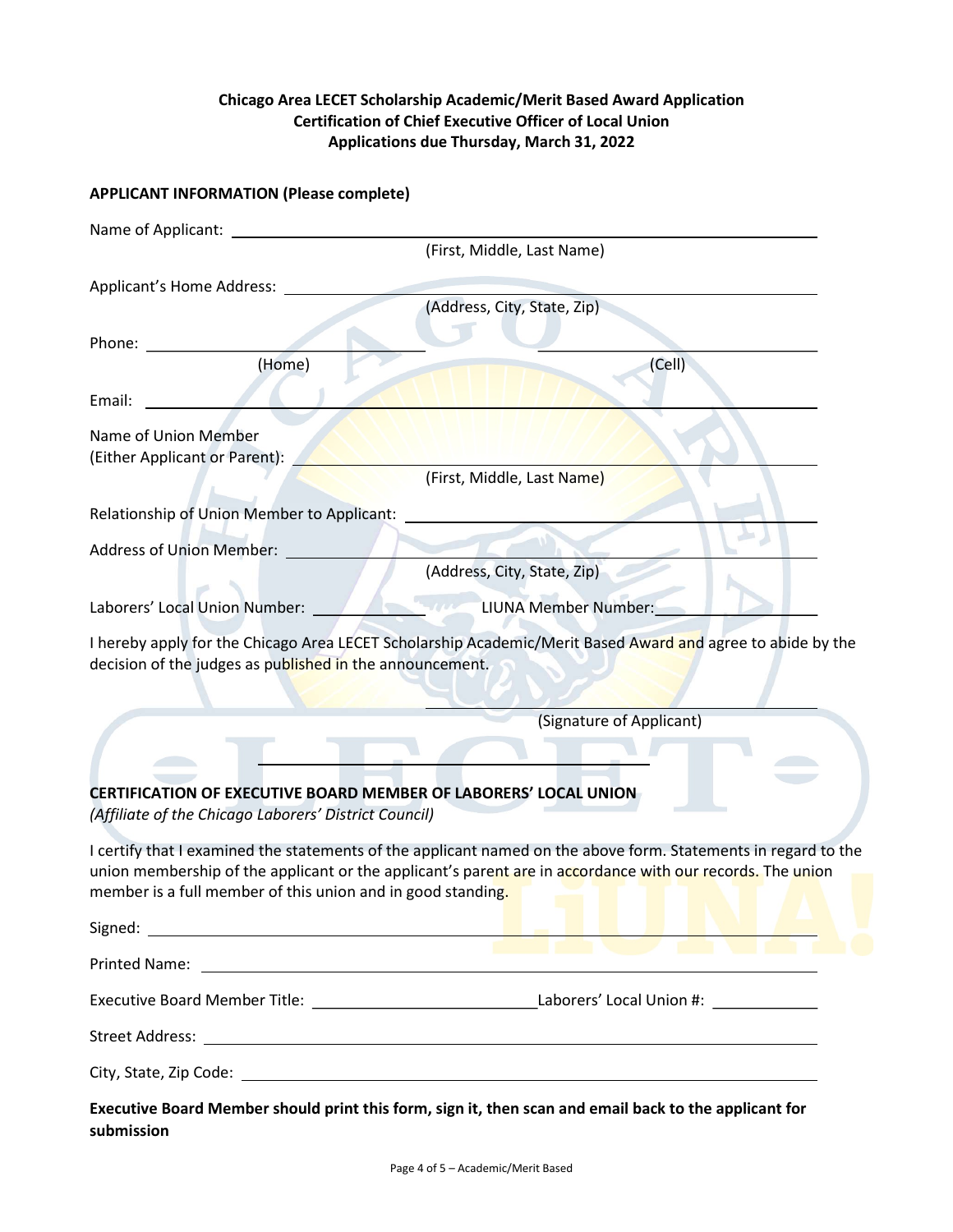**Chicago Area LECET Scholarship Academic/Merit Based Award Application**
**Certification of Chief Executive Officer of Local Union**
**Applications due Thursday, March 31, 2022**

**APPLICANT INFORMATION (Please complete)**

Name of Applicant: ______________________________________________
(First, Middle, Last Name)

Applicant's Home Address: ______________________________________________
(Address, City, State, Zip)

Phone: ______________________ ______________________
(Home) (Cell)

Email: ______________________________________________

Name of Union Member
(Either Applicant or Parent): ______________________________________________
(First, Middle, Last Name)

Relationship of Union Member to Applicant: ______________________________________________

Address of Union Member: ______________________________________________
(Address, City, State, Zip)

Laborers' Local Union Number: ____________ LIUNA Member Number: ____________

I hereby apply for the Chicago Area LECET Scholarship Academic/Merit Based Award and agree to abide by the decision of the judges as published in the announcement.

______________________________
(Signature of Applicant)

---

**CERTIFICATION OF EXECUTIVE BOARD MEMBER OF LABORERS' LOCAL UNION**
*(Affiliate of the Chicago Laborers' District Council)*

I certify that I examined the statements of the applicant named on the above form. Statements in regard to the union membership of the applicant or the applicant's parent are in accordance with our records. The union member is a full member of this union and in good standing.

Signed: ______________________________________________

Printed Name: ______________________________________________

Executive Board Member Title: ______________________ Laborers' Local Union #: ____________

Street Address: ______________________________________________

City, State, Zip Code: ______________________________________________

**Executive Board Member should print this form, sign it, then scan and email back to the applicant for submission**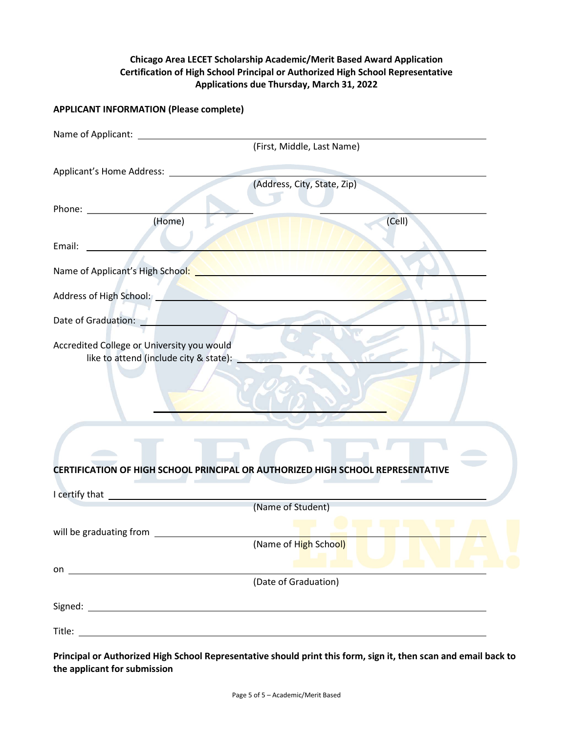**Chicago Area LECET Scholarship Academic/Merit Based Award Application**
**Certification of High School Principal or Authorized High School Representative**
**Applications due Thursday, March 31, 2022**

**APPLICANT INFORMATION (Please complete)**

Name of Applicant: ______________________________________________
(First, Middle, Last Name)

Applicant's Home Address: ______________________________________________
(Address, City, State, Zip)

Phone: ______________________ ______________________
(Home) (Cell)

Email: ______________________________________________

Name of Applicant's High School: ______________________________________________

Address of High School: ______________________________________________

Date of Graduation: ______________________________________________

Accredited College or University you would like to attend (include city & state): ______________________________________________

______________________________________________

**CERTIFICATION OF HIGH SCHOOL PRINCIPAL OR AUTHORIZED HIGH SCHOOL REPRESENTATIVE**

I certify that ______________________________________________
(Name of Student)

will be graduating from ______________________________________________
(Name of High School)

on ______________________________________________
(Date of Graduation)

Signed: ______________________________________________

Title: ______________________________________________

**Principal or Authorized High School Representative should print this form, sign it, then scan and email back to the applicant for submission**